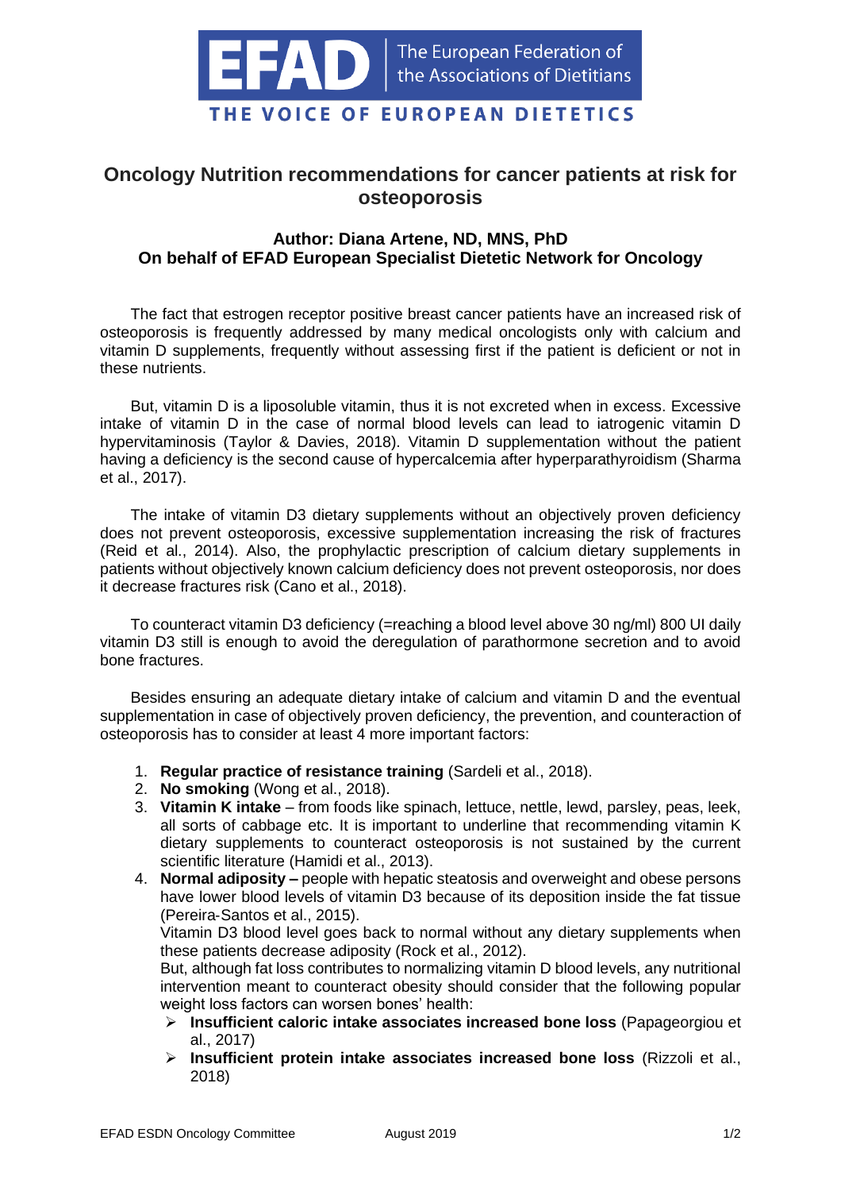# Oncology Nutrition recommendations for cancer patients at risk for osteoporosis

**Author: Diana Artene, ND, MNS, PhD**
**On behalf of EFAD European Specialist Dietetic Network for Oncology**

The fact that estrogen receptor positive breast cancer patients have an increased risk of osteoporosis is frequently addressed by many medical oncologists only with calcium and vitamin D supplements, frequently without assessing first if the patient is deficient or not in these nutrients.

But, vitamin D is a liposoluble vitamin, thus it is not excreted when in excess. Excessive intake of vitamin D in the case of normal blood levels can lead to iatrogenic vitamin D hypervitaminosis (Taylor & Davies, 2018). Vitamin D supplementation without the patient having a deficiency is the second cause of hypercalcemia after hyperparathyroidism (Sharma et al., 2017).

The intake of vitamin D3 dietary supplements without an objectively proven deficiency does not prevent osteoporosis, excessive supplementation increasing the risk of fractures (Reid et al., 2014). Also, the prophylactic prescription of calcium dietary supplements in patients without objectively known calcium deficiency does not prevent osteoporosis, nor does it decrease fractures risk (Cano et al., 2018).

To counteract vitamin D3 deficiency (=reaching a blood level above 30 ng/ml) 800 UI daily vitamin D3 still is enough to avoid the deregulation of parathormone secretion and to avoid bone fractures.

Besides ensuring an adequate dietary intake of calcium and vitamin D and the eventual supplementation in case of objectively proven deficiency, the prevention, and counteraction of osteoporosis has to consider at least 4 more important factors:

1. **Regular practice of resistance training** (Sardeli et al., 2018).
2. **No smoking** (Wong et al., 2018).
3. **Vitamin K intake** – from foods like spinach, lettuce, nettle, lewd, parsley, peas, leek, all sorts of cabbage etc. It is important to underline that recommending vitamin K dietary supplements to counteract osteoporosis is not sustained by the current scientific literature (Hamidi et al., 2013).
4. **Normal adiposity –** people with hepatic steatosis and overweight and obese persons have lower blood levels of vitamin D3 because of its deposition inside the fat tissue (Pereira-Santos et al., 2015).
   Vitamin D3 blood level goes back to normal without any dietary supplements when these patients decrease adiposity (Rock et al., 2012).
   But, although fat loss contributes to normalizing vitamin D blood levels, any nutritional intervention meant to counteract obesity should consider that the following popular weight loss factors can worsen bones' health:
   - **Insufficient caloric intake associates increased bone loss** (Papageorgiou et al., 2017)
   - **Insufficient protein intake associates increased bone loss** (Rizzoli et al., 2018)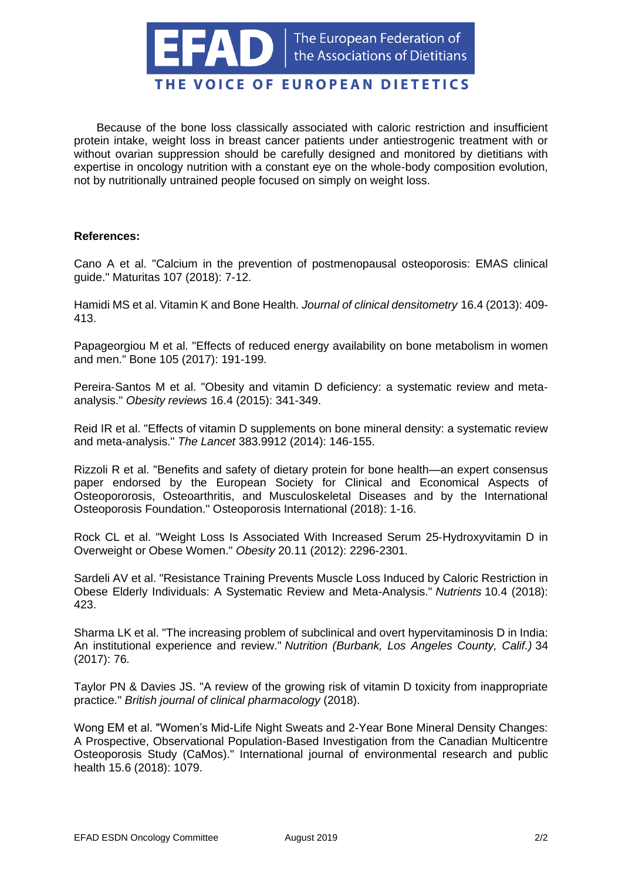Because of the bone loss classically associated with caloric restriction and insufficient protein intake, weight loss in breast cancer patients under antiestrogenic treatment with or without ovarian suppression should be carefully designed and monitored by dietitians with expertise in oncology nutrition with a constant eye on the whole-body composition evolution, not by nutritionally untrained people focused on simply on weight loss.

**References:**

Cano A et al. "Calcium in the prevention of postmenopausal osteoporosis: EMAS clinical guide." Maturitas 107 (2018): 7-12.

Hamidi MS et al. Vitamin K and Bone Health. *Journal of clinical densitometry* 16.4 (2013): 409-413.

Papageorgiou M et al. "Effects of reduced energy availability on bone metabolism in women and men." Bone 105 (2017): 191-199.

Pereira-Santos M et al. "Obesity and vitamin D deficiency: a systematic review and meta-analysis." *Obesity reviews* 16.4 (2015): 341-349.

Reid IR et al. "Effects of vitamin D supplements on bone mineral density: a systematic review and meta-analysis." *The Lancet* 383.9912 (2014): 146-155.

Rizzoli R et al. "Benefits and safety of dietary protein for bone health—an expert consensus paper endorsed by the European Society for Clinical and Economical Aspects of Osteopororosis, Osteoarthritis, and Musculoskeletal Diseases and by the International Osteoporosis Foundation." Osteoporosis International (2018): 1-16.

Rock CL et al. "Weight Loss Is Associated With Increased Serum 25‐Hydroxyvitamin D in Overweight or Obese Women." *Obesity* 20.11 (2012): 2296-2301.

Sardeli AV et al. "Resistance Training Prevents Muscle Loss Induced by Caloric Restriction in Obese Elderly Individuals: A Systematic Review and Meta-Analysis." *Nutrients* 10.4 (2018): 423.

Sharma LK et al. "The increasing problem of subclinical and overt hypervitaminosis D in India: An institutional experience and review." *Nutrition (Burbank, Los Angeles County, Calif.)* 34 (2017): 76.

Taylor PN & Davies JS. "A review of the growing risk of vitamin D toxicity from inappropriate practice." *British journal of clinical pharmacology* (2018).

Wong EM et al. "Women's Mid-Life Night Sweats and 2-Year Bone Mineral Density Changes: A Prospective, Observational Population-Based Investigation from the Canadian Multicentre Osteoporosis Study (CaMos)." International journal of environmental research and public health 15.6 (2018): 1079.